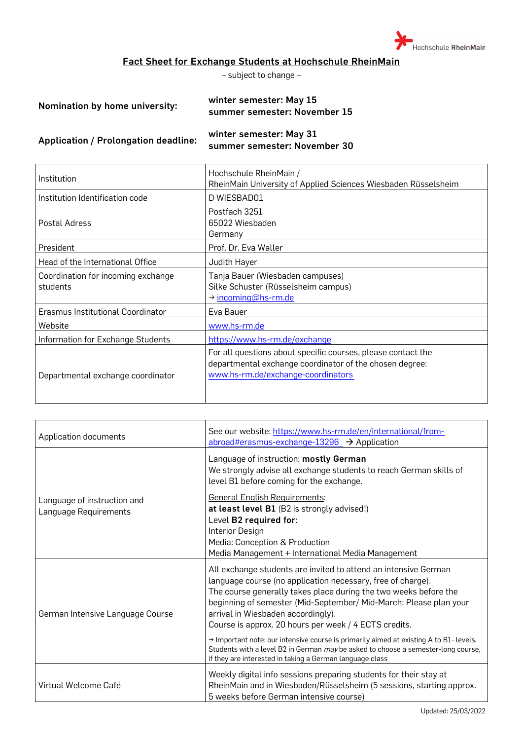# Fact Sheet for Exchange Students at Hochschule RheinMain

– subject to change –

| | |
|---|---|
| **Nomination by home university:** | **winter semester: May 15**<br>**summer semester: November 15** |
| **Application / Prolongation deadline:** | **winter semester: May 31**<br>**summer semester: November 30** |

| | |
|---|---|
| Institution | Hochschule RheinMain /<br>RheinMain University of Applied Sciences Wiesbaden Rüsselsheim |
| Institution Identification code | D WIESBAD01 |
| Postal Adress | Postfach 3251<br>65022 Wiesbaden<br>Germany |
| President | Prof. Dr. Eva Waller |
| Head of the International Office | Judith Hayer |
| Coordination for incoming exchange students | Tanja Bauer (Wiesbaden campuses)<br>Silke Schuster (Rüsselsheim campus)<br>→ incoming@hs-rm.de |
| Erasmus Institutional Coordinator | Eva Bauer |
| Website | www.hs-rm.de |
| Information for Exchange Students | https://www.hs-rm.de/exchange |
| Departmental exchange coordinator | For all questions about specific courses, please contact the departmental exchange coordinator of the chosen degree:<br>www.hs-rm.de/exchange-coordinators |

| | |
|---|---|
| Application documents | See our website: https://www.hs-rm.de/en/international/from-abroad#erasmus-exchange-13296 → Application |
| Language of instruction and Language Requirements | Language of instruction: **mostly German**<br>We strongly advise all exchange students to reach German skills of level B1 before coming for the exchange.<br><br>General English Requirements:<br>**at least level B1** (B2 is strongly advised!)<br>Level **B2 required for**:<br>Interior Design<br>Media: Conception & Production<br>Media Management + International Media Management |
| German Intensive Language Course | All exchange students are invited to attend an intensive German language course (no application necessary, free of charge).<br>The course generally takes place during the two weeks before the beginning of semester (Mid-September/ Mid-March; Please plan your arrival in Wiesbaden accordingly).<br>Course is approx. 20 hours per week / 4 ECTS credits.<br><br>→ Important note: our intensive course is primarily aimed at existing A to B1- levels. Students with a level B2 in German *may* be asked to choose a semester-long course, if they are interested in taking a German language class |
| Virtual Welcome Café | Weekly digital info sessions preparing students for their stay at RheinMain and in Wiesbaden/Rüsselsheim (5 sessions, starting approx. 5 weeks before German intensive course) |

Updated: 25/03/2022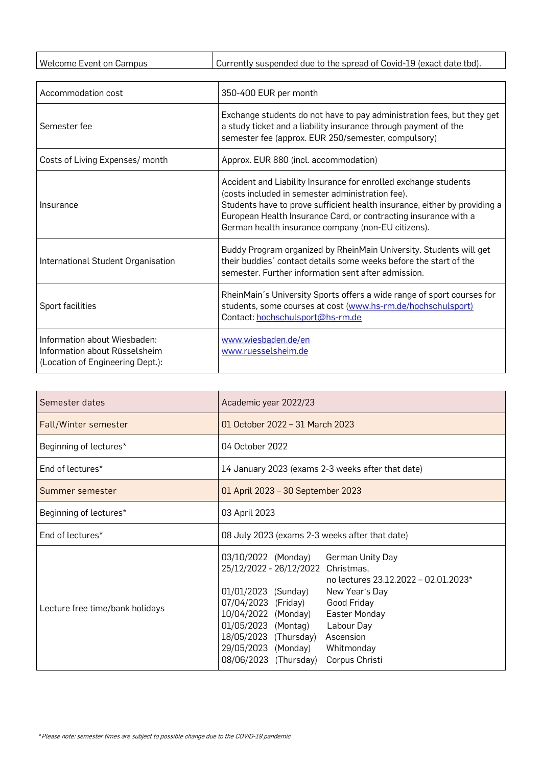| | |
|---|---|
| Welcome Event on Campus | Currently suspended due to the spread of Covid-19 (exact date tbd). |

| | |
|---|---|
| Accommodation cost | 350-400 EUR per month |
| Semester fee | Exchange students do not have to pay administration fees, but they get a study ticket and a liability insurance through payment of the semester fee (approx. EUR 250/semester, compulsory) |
| Costs of Living Expenses/ month | Approx. EUR 880 (incl. accommodation) |
| Insurance | Accident and Liability Insurance for enrolled exchange students (costs included in semester administration fee).<br>Students have to prove sufficient health insurance, either by providing a European Health Insurance Card, or contracting insurance with a German health insurance company (non-EU citizens). |
| International Student Organisation | Buddy Program organized by RheinMain University. Students will get their buddies´ contact details some weeks before the start of the semester. Further information sent after admission. |
| Sport facilities | RheinMain´s University Sports offers a wide range of sport courses for students, some courses at cost (www.hs-rm.de/hochschulsport)<br>Contact: hochschulsport@hs-rm.de |
| Information about Wiesbaden:<br>Information about Rüsselsheim<br>(Location of Engineering Dept.): | www.wiesbaden.de/en<br>www.ruesselsheim.de |

| Semester dates | Academic year 2022/23 |
|---|---|
| Fall/Winter semester | 01 October 2022 – 31 March 2023 |
| Beginning of lectures* | 04 October 2022 |
| End of lectures* | 14 January 2023 (exams 2-3 weeks after that date) |
| Summer semester | 01 April 2023 – 30 September 2023 |
| Beginning of lectures* | 03 April 2023 |
| End of lectures* | 08 July 2023 (exams 2-3 weeks after that date) |
| Lecture free time/bank holidays | 03/10/2022 (Monday) German Unity Day<br>25/12/2022 - 26/12/2022 Christmas,<br>no lectures 23.12.2022 – 02.01.2023*<br>01/01/2023 (Sunday) New Year's Day<br>07/04/2023 (Friday) Good Friday<br>10/04/2022 (Monday) Easter Monday<br>01/05/2023 (Montag) Labour Day<br>18/05/2023 (Thursday) Ascension<br>29/05/2023 (Monday) Whitmonday<br>08/06/2023 (Thursday) Corpus Christi |

*\* Please note: semester times are subject to possible change due to the COVID-19 pandemic*